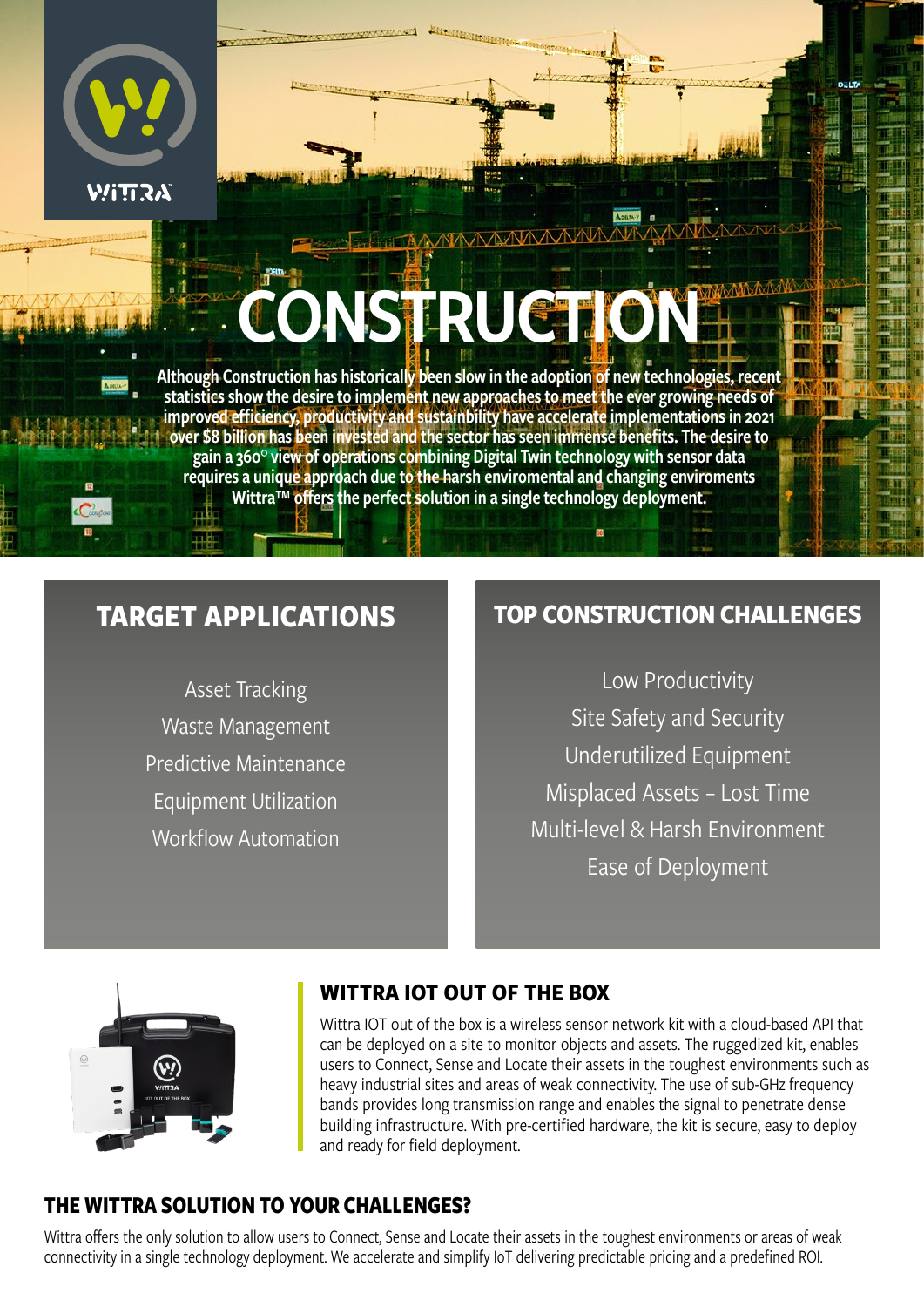# CONSTRUCTION

Although Construction has historically been slow in the adoption of new technologies, recent statistics show the desire to implement new approaches to meet the ever growing needs of improved efficiency, productivity and sustainbility have accelerate implementations in 2021 over $8 billion has been invested and the sector has seen immense benefits. The desire to gain a 360° view of operations combining Digital Twin technology with sensor data requires a unique approach due to the harsh enviromental and changing environments Wittra™ offers the perfect solution in a single technology deployment.

## TARGET APPLICATIONS

Asset Tracking
Waste Management
Predictive Maintenance
Equipment Utilization
Workflow Automation

## TOP CONSTRUCTION CHALLENGES

Low Productivity
Site Safety and Security
Underutilized Equipment
Misplaced Assets – Lost Time
Multi-level & Harsh Environment
Ease of Deployment

## WITTRA IOT OUT OF THE BOX

Wittra IOT out of the box is a wireless sensor network kit with a cloud-based API that can be deployed on a site to monitor objects and assets. The ruggedized kit, enables users to Connect, Sense and Locate their assets in the toughest environments such as heavy industrial sites and areas of weak connectivity. The use of sub-GHz frequency bands provides long transmission range and enables the signal to penetrate dense building infrastructure. With pre-certified hardware, the kit is secure, easy to deploy and ready for field deployment.

## THE WITTRA SOLUTION TO YOUR CHALLENGES?

Wittra offers the only solution to allow users to Connect, Sense and Locate their assets in the toughest environments or areas of weak connectivity in a single technology deployment. We accelerate and simplify IoT delivering predictable pricing and a predefined ROI.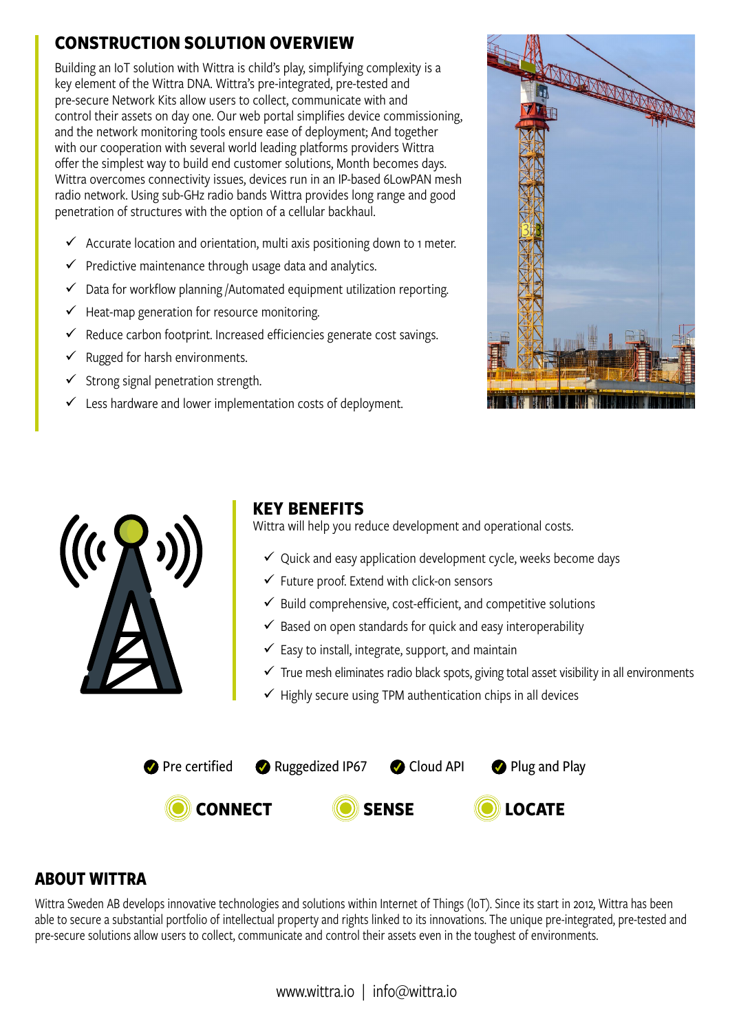## CONSTRUCTION SOLUTION OVERVIEW

Building an IoT solution with Wittra is child's play, simplifying complexity is a key element of the Wittra DNA. Wittra's pre-integrated, pre-tested and pre-secure Network Kits allow users to collect, communicate with and control their assets on day one. Our web portal simplifies device commissioning, and the network monitoring tools ensure ease of deployment; And together with our cooperation with several world leading platforms providers Wittra offer the simplest way to build end customer solutions, Month becomes days. Wittra overcomes connectivity issues, devices run in an IP-based 6LowPAN mesh radio network. Using sub-GHz radio bands Wittra provides long range and good penetration of structures with the option of a cellular backhaul.

- ✓ Accurate location and orientation, multi axis positioning down to 1 meter.
- ✓ Predictive maintenance through usage data and analytics.
- ✓ Data for workflow planning /Automated equipment utilization reporting.
- ✓ Heat-map generation for resource monitoring.
- ✓ Reduce carbon footprint. Increased efficiencies generate cost savings.
- ✓ Rugged for harsh environments.
- ✓ Strong signal penetration strength.
- ✓ Less hardware and lower implementation costs of deployment.

## KEY BENEFITS

Wittra will help you reduce development and operational costs.

- ✓ Quick and easy application development cycle, weeks become days
- ✓ Future proof. Extend with click-on sensors
- ✓ Build comprehensive, cost-efficient, and competitive solutions
- ✓ Based on open standards for quick and easy interoperability
- ✓ Easy to install, integrate, support, and maintain
- ✓ True mesh eliminates radio black spots, giving total asset visibility in all environments
- ✓ Highly secure using TPM authentication chips in all devices

✓ Pre certified ✓ Ruggedized IP67 ✓ Cloud API ✓ Plug and Play

**CONNECT** **SENSE** **LOCATE**

## ABOUT WITTRA

Wittra Sweden AB develops innovative technologies and solutions within Internet of Things (IoT). Since its start in 2012, Wittra has been able to secure a substantial portfolio of intellectual property and rights linked to its innovations. The unique pre-integrated, pre-tested and pre-secure solutions allow users to collect, communicate and control their assets even in the toughest of environments.

www.wittra.io | info@wittra.io